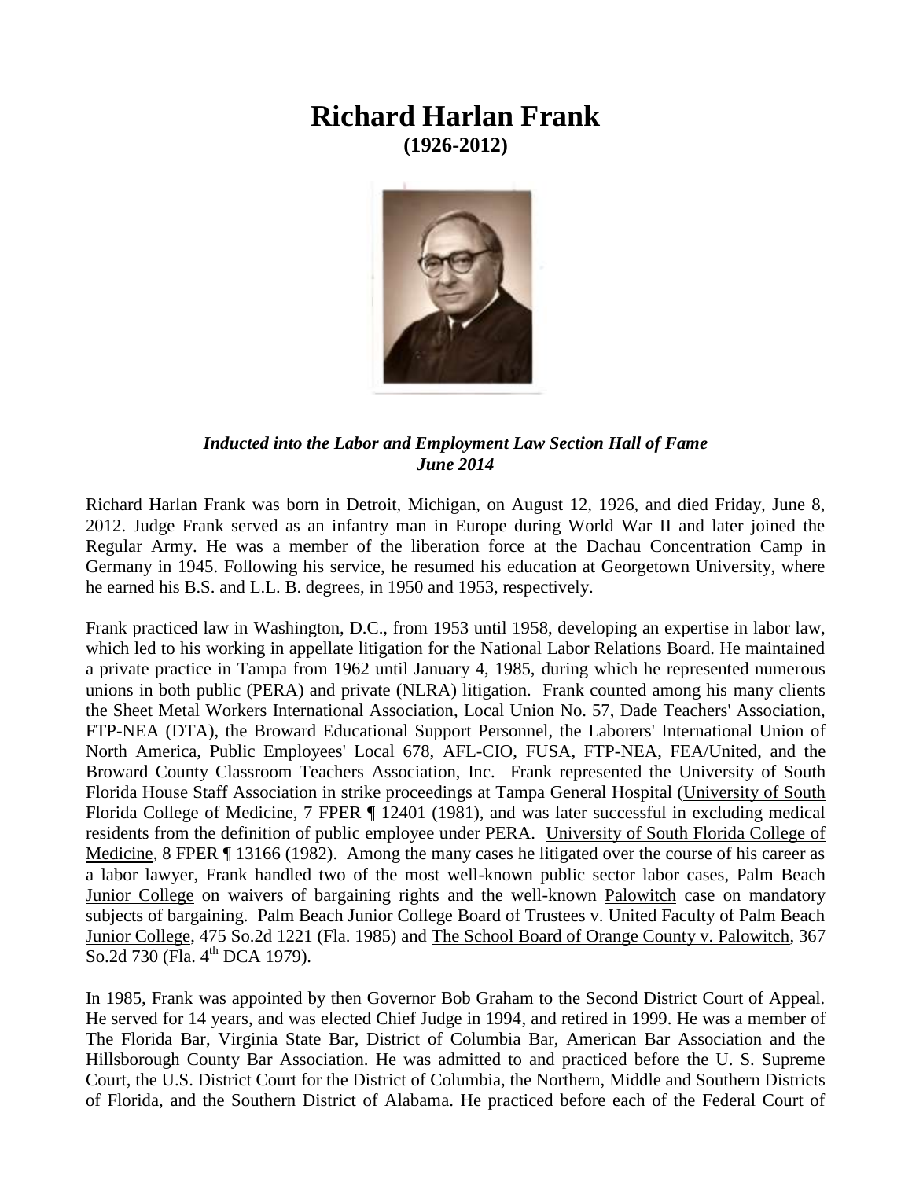# Richard Harlan Frank

**(1926-2012)**

***Inducted into the Labor and Employment Law Section Hall of Fame***
***June 2014***

Richard Harlan Frank was born in Detroit, Michigan, on August 12, 1926, and died Friday, June 8, 2012. Judge Frank served as an infantry man in Europe during World War II and later joined the Regular Army. He was a member of the liberation force at the Dachau Concentration Camp in Germany in 1945. Following his service, he resumed his education at Georgetown University, where he earned his B.S. and L.L. B. degrees, in 1950 and 1953, respectively.

Frank practiced law in Washington, D.C., from 1953 until 1958, developing an expertise in labor law, which led to his working in appellate litigation for the National Labor Relations Board. He maintained a private practice in Tampa from 1962 until January 4, 1985, during which he represented numerous unions in both public (PERA) and private (NLRA) litigation. Frank counted among his many clients the Sheet Metal Workers International Association, Local Union No. 57, Dade Teachers' Association, FTP-NEA (DTA), the Broward Educational Support Personnel, the Laborers' International Union of North America, Public Employees' Local 678, AFL-CIO, FUSA, FTP-NEA, FEA/United, and the Broward County Classroom Teachers Association, Inc. Frank represented the University of South Florida House Staff Association in strike proceedings at Tampa General Hospital (University of South Florida College of Medicine, 7 FPER ¶ 12401 (1981), and was later successful in excluding medical residents from the definition of public employee under PERA. University of South Florida College of Medicine, 8 FPER ¶ 13166 (1982). Among the many cases he litigated over the course of his career as a labor lawyer, Frank handled two of the most well-known public sector labor cases, Palm Beach Junior College on waivers of bargaining rights and the well-known Palowitch case on mandatory subjects of bargaining. Palm Beach Junior College Board of Trustees v. United Faculty of Palm Beach Junior College, 475 So.2d 1221 (Fla. 1985) and The School Board of Orange County v. Palowitch, 367 So.2d 730 (Fla. 4th DCA 1979).

In 1985, Frank was appointed by then Governor Bob Graham to the Second District Court of Appeal. He served for 14 years, and was elected Chief Judge in 1994, and retired in 1999. He was a member of The Florida Bar, Virginia State Bar, District of Columbia Bar, American Bar Association and the Hillsborough County Bar Association. He was admitted to and practiced before the U. S. Supreme Court, the U.S. District Court for the District of Columbia, the Northern, Middle and Southern Districts of Florida, and the Southern District of Alabama. He practiced before each of the Federal Court of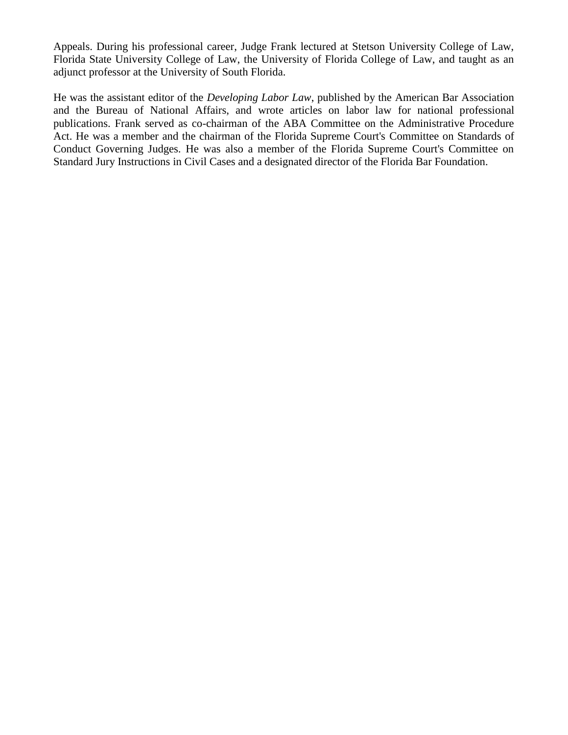Appeals. During his professional career, Judge Frank lectured at Stetson University College of Law, Florida State University College of Law, the University of Florida College of Law, and taught as an adjunct professor at the University of South Florida.

He was the assistant editor of the *Developing Labor Law*, published by the American Bar Association and the Bureau of National Affairs, and wrote articles on labor law for national professional publications. Frank served as co-chairman of the ABA Committee on the Administrative Procedure Act. He was a member and the chairman of the Florida Supreme Court's Committee on Standards of Conduct Governing Judges. He was also a member of the Florida Supreme Court's Committee on Standard Jury Instructions in Civil Cases and a designated director of the Florida Bar Foundation.